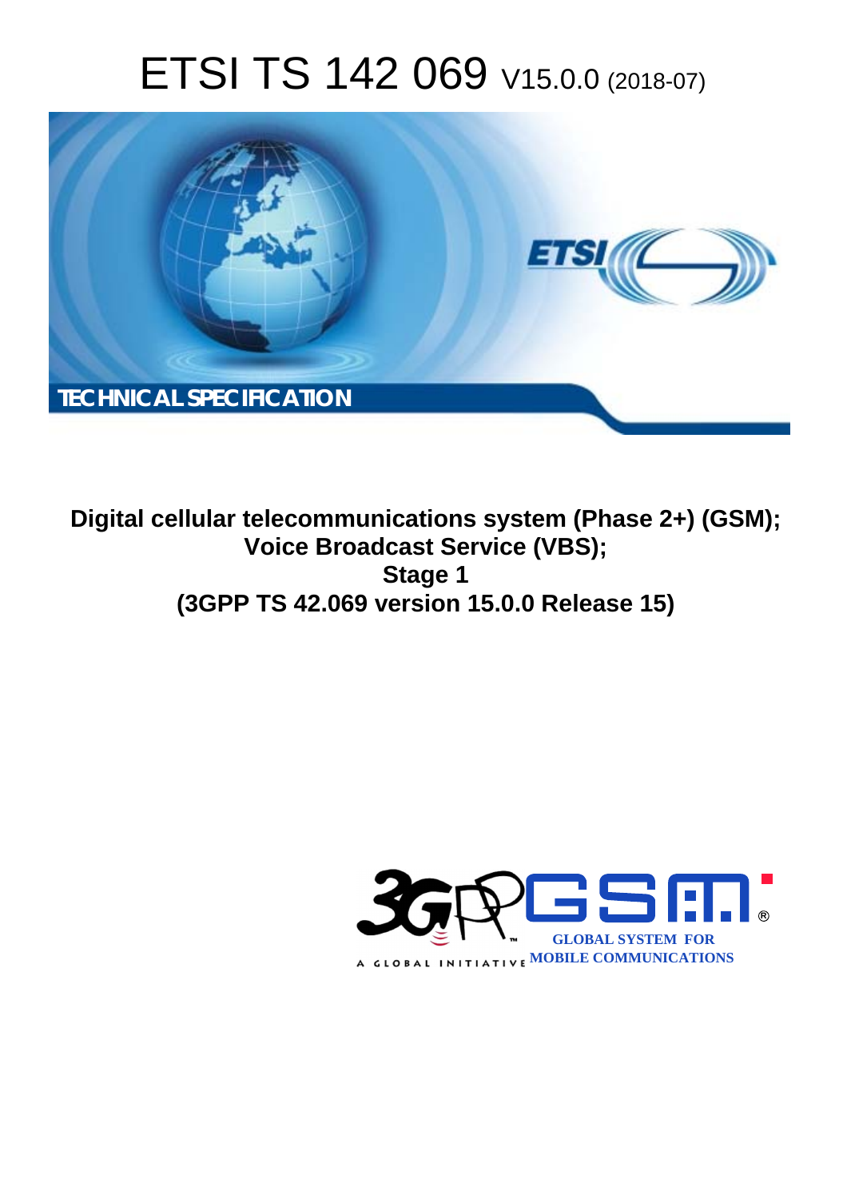# ETSI TS 142 069 V15.0.0 (2018-07)

TECHNICAL SPECIFICATION

**Digital cellular telecommunications system (Phase 2+) (GSM); Voice Broadcast Service (VBS); Stage 1 (3GPP TS 42.069 version 15.0.0 Release 15)**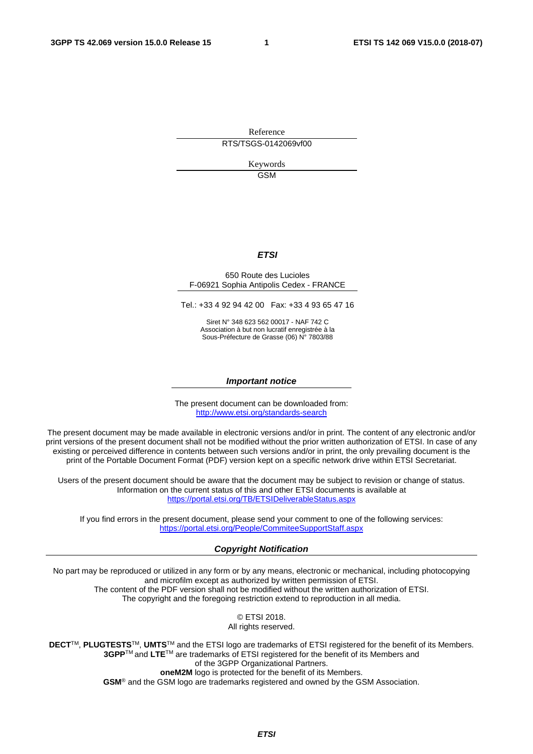Reference

RTS/TSGS-0142069vf00

Keywords

GSM

***ETSI***

650 Route des Lucioles
F-06921 Sophia Antipolis Cedex - FRANCE

Tel.: +33 4 92 94 42 00   Fax: +33 4 93 65 47 16

Siret N° 348 623 562 00017 - NAF 742 C
Association à but non lucratif enregistrée à la
Sous-Préfecture de Grasse (06) N° 7803/88

***Important notice***

The present document can be downloaded from:
http://www.etsi.org/standards-search

The present document may be made available in electronic versions and/or in print. The content of any electronic and/or print versions of the present document shall not be modified without the prior written authorization of ETSI. In case of any existing or perceived difference in contents between such versions and/or in print, the only prevailing document is the print of the Portable Document Format (PDF) version kept on a specific network drive within ETSI Secretariat.

Users of the present document should be aware that the document may be subject to revision or change of status. Information on the current status of this and other ETSI documents is available at
https://portal.etsi.org/TB/ETSIDeliverableStatus.aspx

If you find errors in the present document, please send your comment to one of the following services:
https://portal.etsi.org/People/CommiteeSupportStaff.aspx

***Copyright Notification***

No part may be reproduced or utilized in any form or by any means, electronic or mechanical, including photocopying and microfilm except as authorized by written permission of ETSI.
The content of the PDF version shall not be modified without the written authorization of ETSI.
The copyright and the foregoing restriction extend to reproduction in all media.

© ETSI 2018.
All rights reserved.

**DECT**™, **PLUGTESTS**™, **UMTS**™ and the ETSI logo are trademarks of ETSI registered for the benefit of its Members.
**3GPP**™ and **LTE**™ are trademarks of ETSI registered for the benefit of its Members and of the 3GPP Organizational Partners.
**oneM2M** logo is protected for the benefit of its Members.
**GSM**® and the GSM logo are trademarks registered and owned by the GSM Association.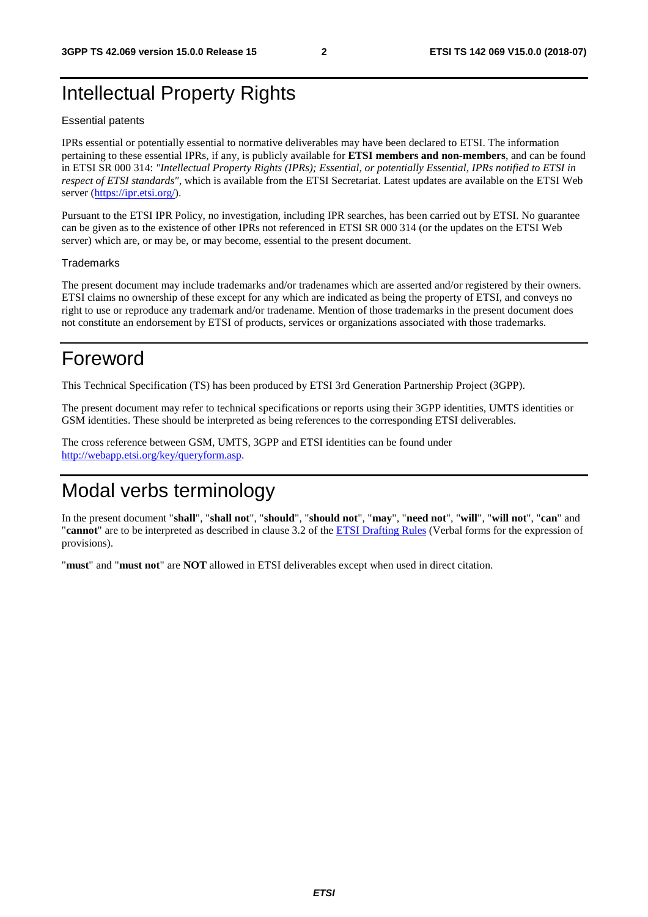# Intellectual Property Rights

Essential patents

IPRs essential or potentially essential to normative deliverables may have been declared to ETSI. The information pertaining to these essential IPRs, if any, is publicly available for **ETSI members and non-members**, and can be found in ETSI SR 000 314: *"Intellectual Property Rights (IPRs); Essential, or potentially Essential, IPRs notified to ETSI in respect of ETSI standards"*, which is available from the ETSI Secretariat. Latest updates are available on the ETSI Web server (https://ipr.etsi.org/).

Pursuant to the ETSI IPR Policy, no investigation, including IPR searches, has been carried out by ETSI. No guarantee can be given as to the existence of other IPRs not referenced in ETSI SR 000 314 (or the updates on the ETSI Web server) which are, or may be, or may become, essential to the present document.

Trademarks

The present document may include trademarks and/or tradenames which are asserted and/or registered by their owners. ETSI claims no ownership of these except for any which are indicated as being the property of ETSI, and conveys no right to use or reproduce any trademark and/or tradename. Mention of those trademarks in the present document does not constitute an endorsement by ETSI of products, services or organizations associated with those trademarks.

# Foreword

This Technical Specification (TS) has been produced by ETSI 3rd Generation Partnership Project (3GPP).

The present document may refer to technical specifications or reports using their 3GPP identities, UMTS identities or GSM identities. These should be interpreted as being references to the corresponding ETSI deliverables.

The cross reference between GSM, UMTS, 3GPP and ETSI identities can be found under http://webapp.etsi.org/key/queryform.asp.

# Modal verbs terminology

In the present document "**shall**", "**shall not**", "**should**", "**should not**", "**may**", "**need not**", "**will**", "**will not**", "**can**" and "**cannot**" are to be interpreted as described in clause 3.2 of the ETSI Drafting Rules (Verbal forms for the expression of provisions).

"**must**" and "**must not**" are **NOT** allowed in ETSI deliverables except when used in direct citation.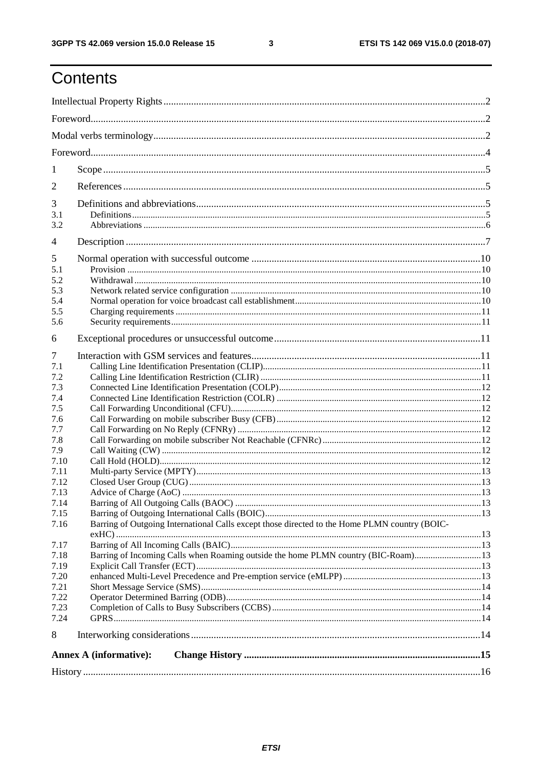# Contents

Intellectual Property Rights ........ 2

Foreword ........ 2

Modal verbs terminology ........ 2

Foreword ........ 4

1 Scope ........ 5

2 References ........ 5

3 Definitions and abbreviations ........ 5

3.1 Definitions ........ 5

3.2 Abbreviations ........ 6

4 Description ........ 7

5 Normal operation with successful outcome ........ 10

5.1 Provision ........ 10

5.2 Withdrawal ........ 10

5.3 Network related service configuration ........ 10

5.4 Normal operation for voice broadcast call establishment ........ 10

5.5 Charging requirements ........ 11

5.6 Security requirements ........ 11

6 Exceptional procedures or unsuccessful outcome ........ 11

7 Interaction with GSM services and features ........ 11

7.1 Calling Line Identification Presentation (CLIP) ........ 11

7.2 Calling Line Identification Restriction (CLIR) ........ 11

7.3 Connected Line Identification Presentation (COLP) ........ 12

7.4 Connected Line Identification Restriction (COLR) ........ 12

7.5 Call Forwarding Unconditional (CFU) ........ 12

7.6 Call Forwarding on mobile subscriber Busy (CFB) ........ 12

7.7 Call Forwarding on No Reply (CFNRy) ........ 12

7.8 Call Forwarding on mobile subscriber Not Reachable (CFNRc) ........ 12

7.9 Call Waiting (CW) ........ 12

7.10 Call Hold (HOLD) ........ 12

7.11 Multi-party Service (MPTY) ........ 13

7.12 Closed User Group (CUG) ........ 13

7.13 Advice of Charge (AoC) ........ 13

7.14 Barring of All Outgoing Calls (BAOC) ........ 13

7.15 Barring of Outgoing International Calls (BOIC) ........ 13

7.16 Barring of Outgoing International Calls except those directed to the Home PLMN country (BOIC-exHC) ........ 13

7.17 Barring of All Incoming Calls (BAIC) ........ 13

7.18 Barring of Incoming Calls when Roaming outside the home PLMN country (BIC-Roam) ........ 13

7.19 Explicit Call Transfer (ECT) ........ 13

7.20 enhanced Multi-Level Precedence and Pre-emption service (eMLPP) ........ 13

7.21 Short Message Service (SMS) ........ 14

7.22 Operator Determined Barring (ODB) ........ 14

7.23 Completion of Calls to Busy Subscribers (CCBS) ........ 14

7.24 GPRS ........ 14

8 Interworking considerations ........ 14

**Annex A (informative): Change History** ........ 15

History ........ 16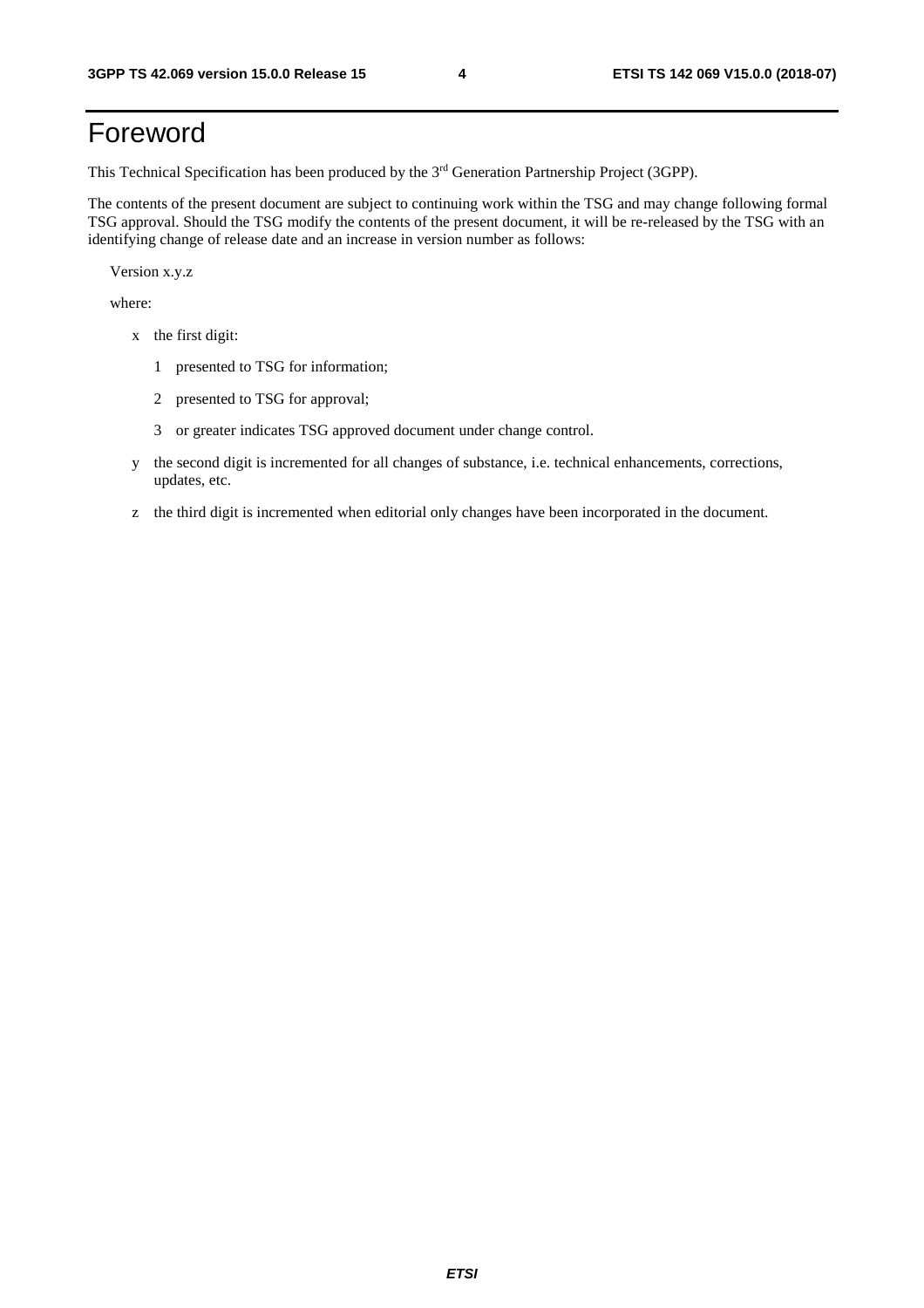# Foreword

This Technical Specification has been produced by the 3rd Generation Partnership Project (3GPP).

The contents of the present document are subject to continuing work within the TSG and may change following formal TSG approval. Should the TSG modify the contents of the present document, it will be re-released by the TSG with an identifying change of release date and an increase in version number as follows:

Version x.y.z

where:

- x the first digit:
  - 1 presented to TSG for information;
  - 2 presented to TSG for approval;
  - 3 or greater indicates TSG approved document under change control.
- y the second digit is incremented for all changes of substance, i.e. technical enhancements, corrections, updates, etc.
- z the third digit is incremented when editorial only changes have been incorporated in the document.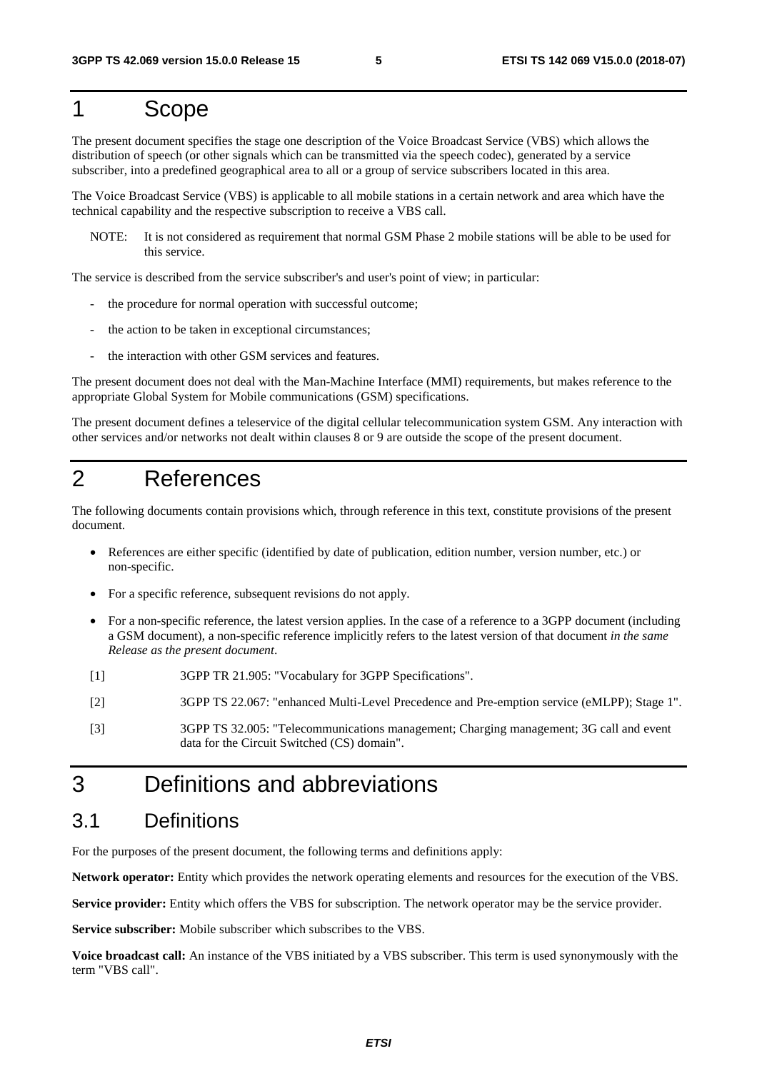# 1 Scope

The present document specifies the stage one description of the Voice Broadcast Service (VBS) which allows the distribution of speech (or other signals which can be transmitted via the speech codec), generated by a service subscriber, into a predefined geographical area to all or a group of service subscribers located in this area.

The Voice Broadcast Service (VBS) is applicable to all mobile stations in a certain network and area which have the technical capability and the respective subscription to receive a VBS call.

NOTE: It is not considered as requirement that normal GSM Phase 2 mobile stations will be able to be used for this service.

The service is described from the service subscriber's and user's point of view; in particular:

- the procedure for normal operation with successful outcome;
- the action to be taken in exceptional circumstances;
- the interaction with other GSM services and features.

The present document does not deal with the Man-Machine Interface (MMI) requirements, but makes reference to the appropriate Global System for Mobile communications (GSM) specifications.

The present document defines a teleservice of the digital cellular telecommunication system GSM. Any interaction with other services and/or networks not dealt within clauses 8 or 9 are outside the scope of the present document.

# 2 References

The following documents contain provisions which, through reference in this text, constitute provisions of the present document.

- References are either specific (identified by date of publication, edition number, version number, etc.) or non-specific.
- For a specific reference, subsequent revisions do not apply.
- For a non-specific reference, the latest version applies. In the case of a reference to a 3GPP document (including a GSM document), a non-specific reference implicitly refers to the latest version of that document *in the same Release as the present document*.

[1] 3GPP TR 21.905: "Vocabulary for 3GPP Specifications".

[2] 3GPP TS 22.067: "enhanced Multi-Level Precedence and Pre-emption service (eMLPP); Stage 1".

[3] 3GPP TS 32.005: "Telecommunications management; Charging management; 3G call and event data for the Circuit Switched (CS) domain".

# 3 Definitions and abbreviations

## 3.1 Definitions

For the purposes of the present document, the following terms and definitions apply:

**Network operator:** Entity which provides the network operating elements and resources for the execution of the VBS.

**Service provider:** Entity which offers the VBS for subscription. The network operator may be the service provider.

**Service subscriber:** Mobile subscriber which subscribes to the VBS.

**Voice broadcast call:** An instance of the VBS initiated by a VBS subscriber. This term is used synonymously with the term "VBS call".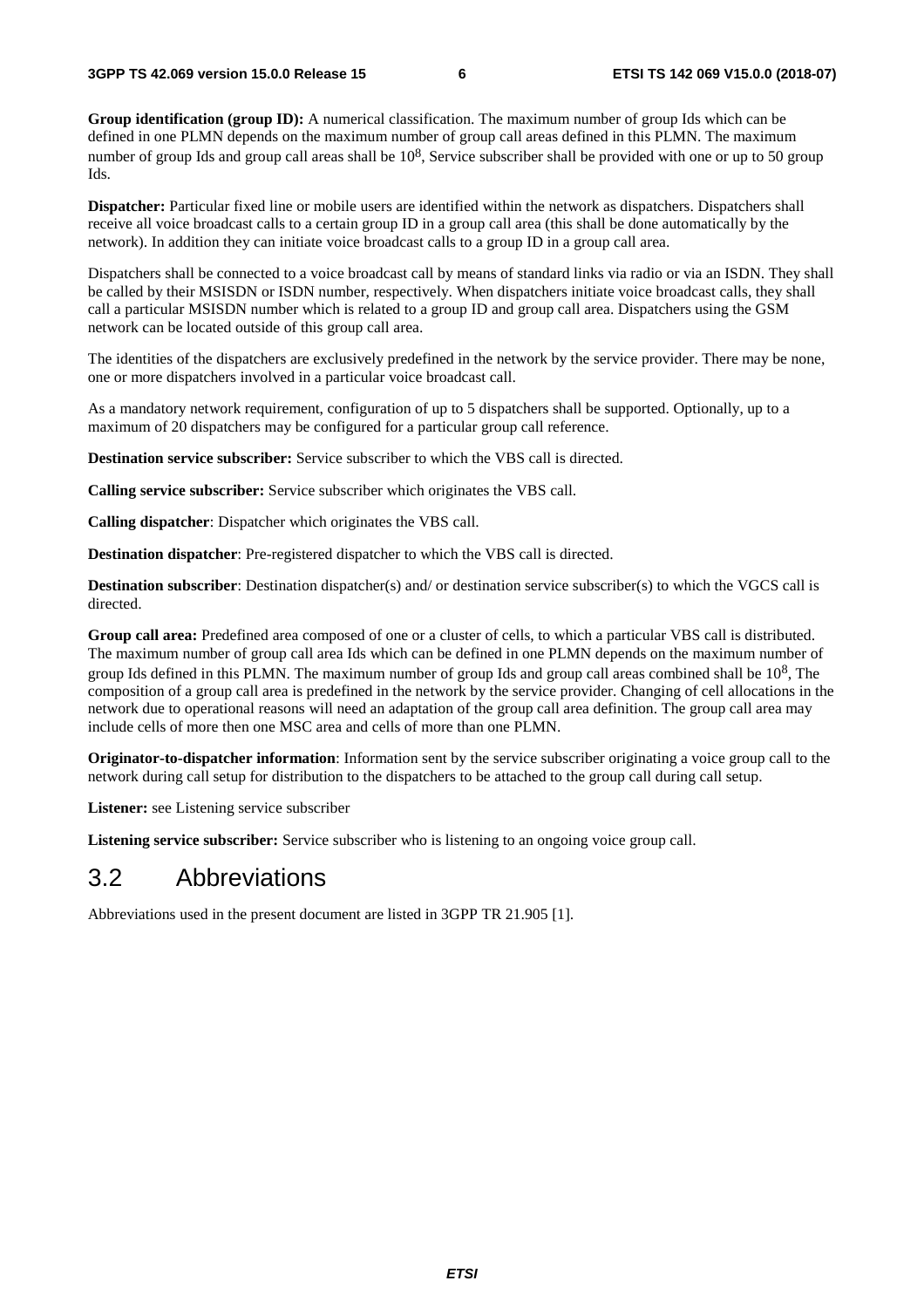**Group identification (group ID):** A numerical classification. The maximum number of group Ids which can be defined in one PLMN depends on the maximum number of group call areas defined in this PLMN. The maximum number of group Ids and group call areas shall be $10^8$, Service subscriber shall be provided with one or up to 50 group Ids.

**Dispatcher:** Particular fixed line or mobile users are identified within the network as dispatchers. Dispatchers shall receive all voice broadcast calls to a certain group ID in a group call area (this shall be done automatically by the network). In addition they can initiate voice broadcast calls to a group ID in a group call area.

Dispatchers shall be connected to a voice broadcast call by means of standard links via radio or via an ISDN. They shall be called by their MSISDN or ISDN number, respectively. When dispatchers initiate voice broadcast calls, they shall call a particular MSISDN number which is related to a group ID and group call area. Dispatchers using the GSM network can be located outside of this group call area.

The identities of the dispatchers are exclusively predefined in the network by the service provider. There may be none, one or more dispatchers involved in a particular voice broadcast call.

As a mandatory network requirement, configuration of up to 5 dispatchers shall be supported. Optionally, up to a maximum of 20 dispatchers may be configured for a particular group call reference.

**Destination service subscriber:** Service subscriber to which the VBS call is directed.

**Calling service subscriber:** Service subscriber which originates the VBS call.

**Calling dispatcher**: Dispatcher which originates the VBS call.

**Destination dispatcher**: Pre-registered dispatcher to which the VBS call is directed.

**Destination subscriber**: Destination dispatcher(s) and/ or destination service subscriber(s) to which the VGCS call is directed.

**Group call area:** Predefined area composed of one or a cluster of cells, to which a particular VBS call is distributed. The maximum number of group call area Ids which can be defined in one PLMN depends on the maximum number of group Ids defined in this PLMN. The maximum number of group Ids and group call areas combined shall be $10^8$, The composition of a group call area is predefined in the network by the service provider. Changing of cell allocations in the network due to operational reasons will need an adaptation of the group call area definition. The group call area may include cells of more then one MSC area and cells of more than one PLMN.

**Originator-to-dispatcher information**: Information sent by the service subscriber originating a voice group call to the network during call setup for distribution to the dispatchers to be attached to the group call during call setup.

**Listener:** see Listening service subscriber

**Listening service subscriber:** Service subscriber who is listening to an ongoing voice group call.

## 3.2 Abbreviations

Abbreviations used in the present document are listed in 3GPP TR 21.905 [1].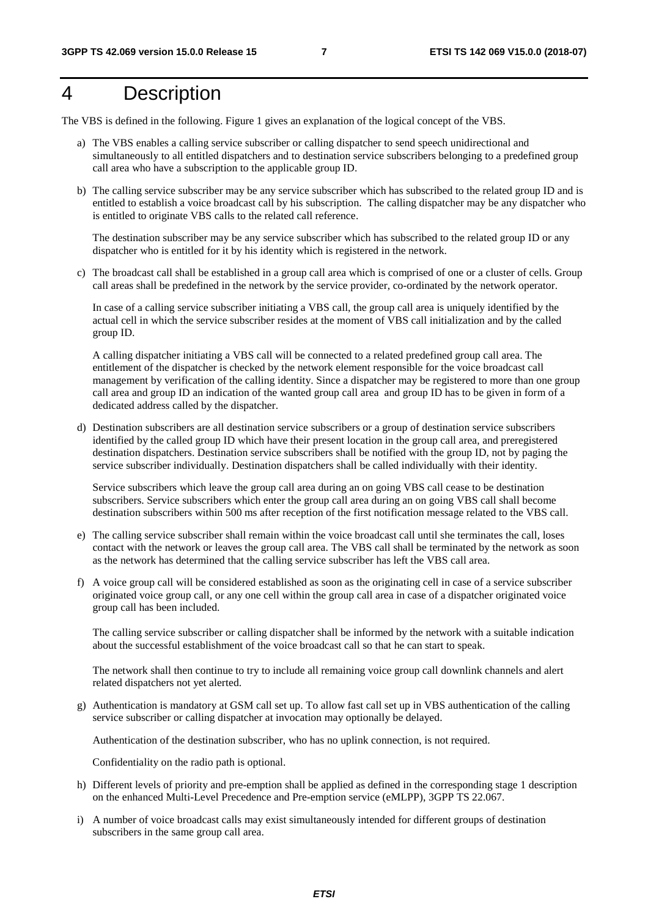# 4 Description

The VBS is defined in the following. Figure 1 gives an explanation of the logical concept of the VBS.

a) The VBS enables a calling service subscriber or calling dispatcher to send speech unidirectional and simultaneously to all entitled dispatchers and to destination service subscribers belonging to a predefined group call area who have a subscription to the applicable group ID.

b) The calling service subscriber may be any service subscriber which has subscribed to the related group ID and is entitled to establish a voice broadcast call by his subscription. The calling dispatcher may be any dispatcher who is entitled to originate VBS calls to the related call reference.

   The destination subscriber may be any service subscriber which has subscribed to the related group ID or any dispatcher who is entitled for it by his identity which is registered in the network.

c) The broadcast call shall be established in a group call area which is comprised of one or a cluster of cells. Group call areas shall be predefined in the network by the service provider, co-ordinated by the network operator.

   In case of a calling service subscriber initiating a VBS call, the group call area is uniquely identified by the actual cell in which the service subscriber resides at the moment of VBS call initialization and by the called group ID.

   A calling dispatcher initiating a VBS call will be connected to a related predefined group call area. The entitlement of the dispatcher is checked by the network element responsible for the voice broadcast call management by verification of the calling identity. Since a dispatcher may be registered to more than one group call area and group ID an indication of the wanted group call area and group ID has to be given in form of a dedicated address called by the dispatcher.

d) Destination subscribers are all destination service subscribers or a group of destination service subscribers identified by the called group ID which have their present location in the group call area, and preregistered destination dispatchers. Destination service subscribers shall be notified with the group ID, not by paging the service subscriber individually. Destination dispatchers shall be called individually with their identity.

   Service subscribers which leave the group call area during an on going VBS call cease to be destination subscribers. Service subscribers which enter the group call area during an on going VBS call shall become destination subscribers within 500 ms after reception of the first notification message related to the VBS call.

e) The calling service subscriber shall remain within the voice broadcast call until she terminates the call, loses contact with the network or leaves the group call area. The VBS call shall be terminated by the network as soon as the network has determined that the calling service subscriber has left the VBS call area.

f) A voice group call will be considered established as soon as the originating cell in case of a service subscriber originated voice group call, or any one cell within the group call area in case of a dispatcher originated voice group call has been included.

   The calling service subscriber or calling dispatcher shall be informed by the network with a suitable indication about the successful establishment of the voice broadcast call so that he can start to speak.

   The network shall then continue to try to include all remaining voice group call downlink channels and alert related dispatchers not yet alerted.

g) Authentication is mandatory at GSM call set up. To allow fast call set up in VBS authentication of the calling service subscriber or calling dispatcher at invocation may optionally be delayed.

   Authentication of the destination subscriber, who has no uplink connection, is not required.

   Confidentiality on the radio path is optional.

h) Different levels of priority and pre-emption shall be applied as defined in the corresponding stage 1 description on the enhanced Multi-Level Precedence and Pre-emption service (eMLPP), 3GPP TS 22.067.

i) A number of voice broadcast calls may exist simultaneously intended for different groups of destination subscribers in the same group call area.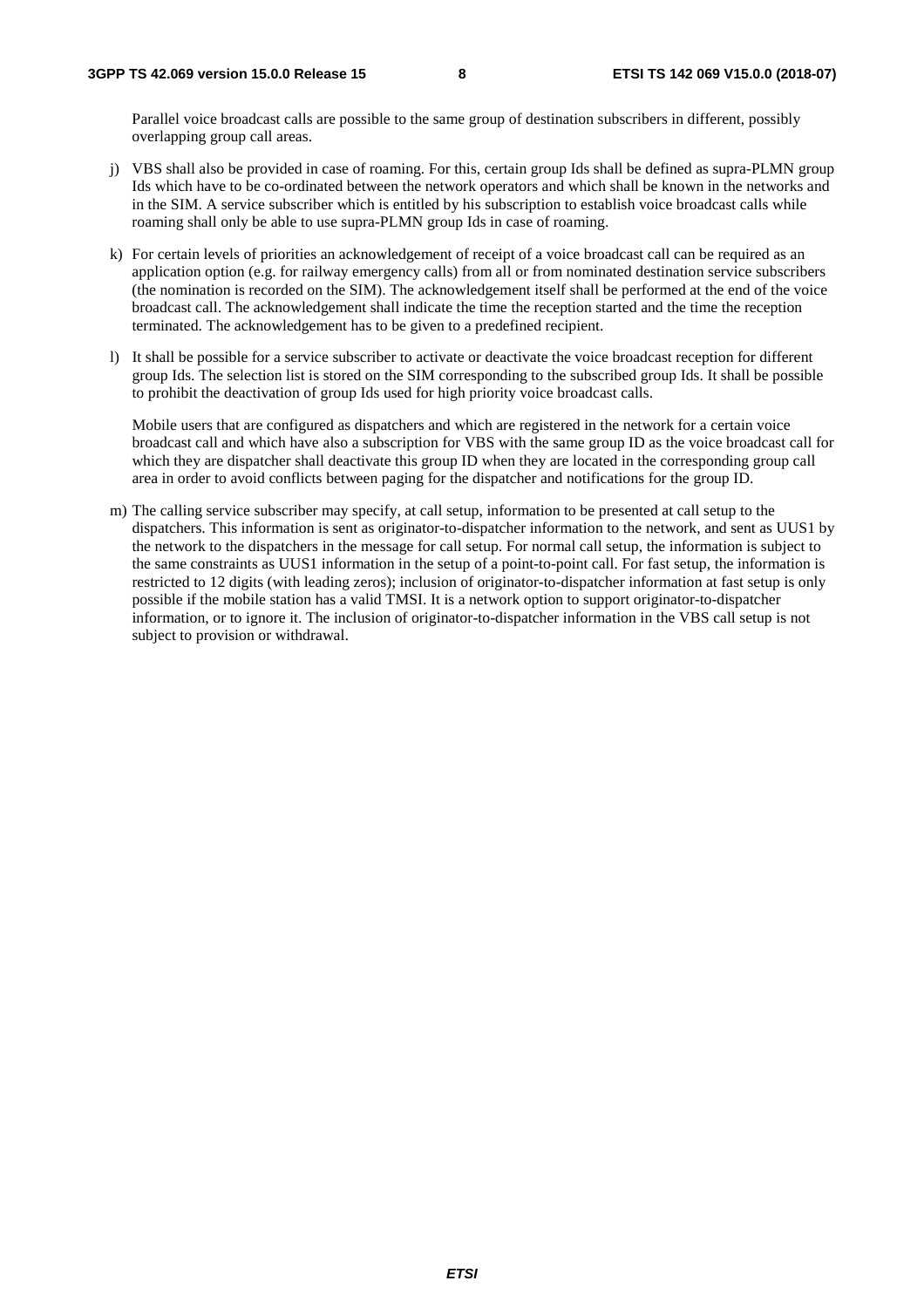Parallel voice broadcast calls are possible to the same group of destination subscribers in different, possibly overlapping group call areas.

j) VBS shall also be provided in case of roaming. For this, certain group Ids shall be defined as supra-PLMN group Ids which have to be co-ordinated between the network operators and which shall be known in the networks and in the SIM. A service subscriber which is entitled by his subscription to establish voice broadcast calls while roaming shall only be able to use supra-PLMN group Ids in case of roaming.

k) For certain levels of priorities an acknowledgement of receipt of a voice broadcast call can be required as an application option (e.g. for railway emergency calls) from all or from nominated destination service subscribers (the nomination is recorded on the SIM). The acknowledgement itself shall be performed at the end of the voice broadcast call. The acknowledgement shall indicate the time the reception started and the time the reception terminated. The acknowledgement has to be given to a predefined recipient.

l) It shall be possible for a service subscriber to activate or deactivate the voice broadcast reception for different group Ids. The selection list is stored on the SIM corresponding to the subscribed group Ids. It shall be possible to prohibit the deactivation of group Ids used for high priority voice broadcast calls.

   Mobile users that are configured as dispatchers and which are registered in the network for a certain voice broadcast call and which have also a subscription for VBS with the same group ID as the voice broadcast call for which they are dispatcher shall deactivate this group ID when they are located in the corresponding group call area in order to avoid conflicts between paging for the dispatcher and notifications for the group ID.

m) The calling service subscriber may specify, at call setup, information to be presented at call setup to the dispatchers. This information is sent as originator-to-dispatcher information to the network, and sent as UUS1 by the network to the dispatchers in the message for call setup. For normal call setup, the information is subject to the same constraints as UUS1 information in the setup of a point-to-point call. For fast setup, the information is restricted to 12 digits (with leading zeros); inclusion of originator-to-dispatcher information at fast setup is only possible if the mobile station has a valid TMSI. It is a network option to support originator-to-dispatcher information, or to ignore it. The inclusion of originator-to-dispatcher information in the VBS call setup is not subject to provision or withdrawal.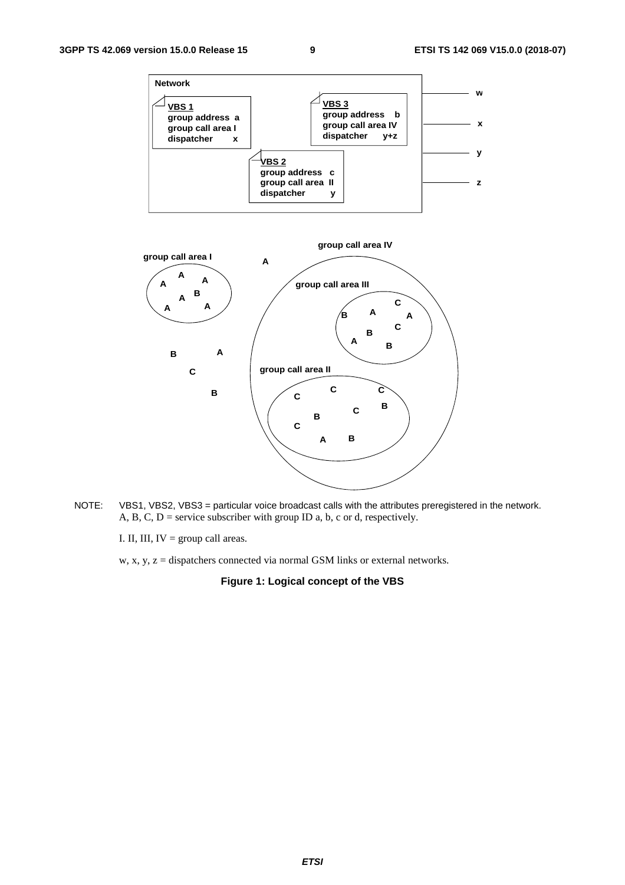NOTE: VBS1, VBS2, VBS3 = particular voice broadcast calls with the attributes preregistered in the network. A, B, C, D = service subscriber with group ID a, b, c or d, respectively.

I. II, III, IV = group call areas.

w, x, y, z = dispatchers connected via normal GSM links or external networks.

**Figure 1: Logical concept of the VBS**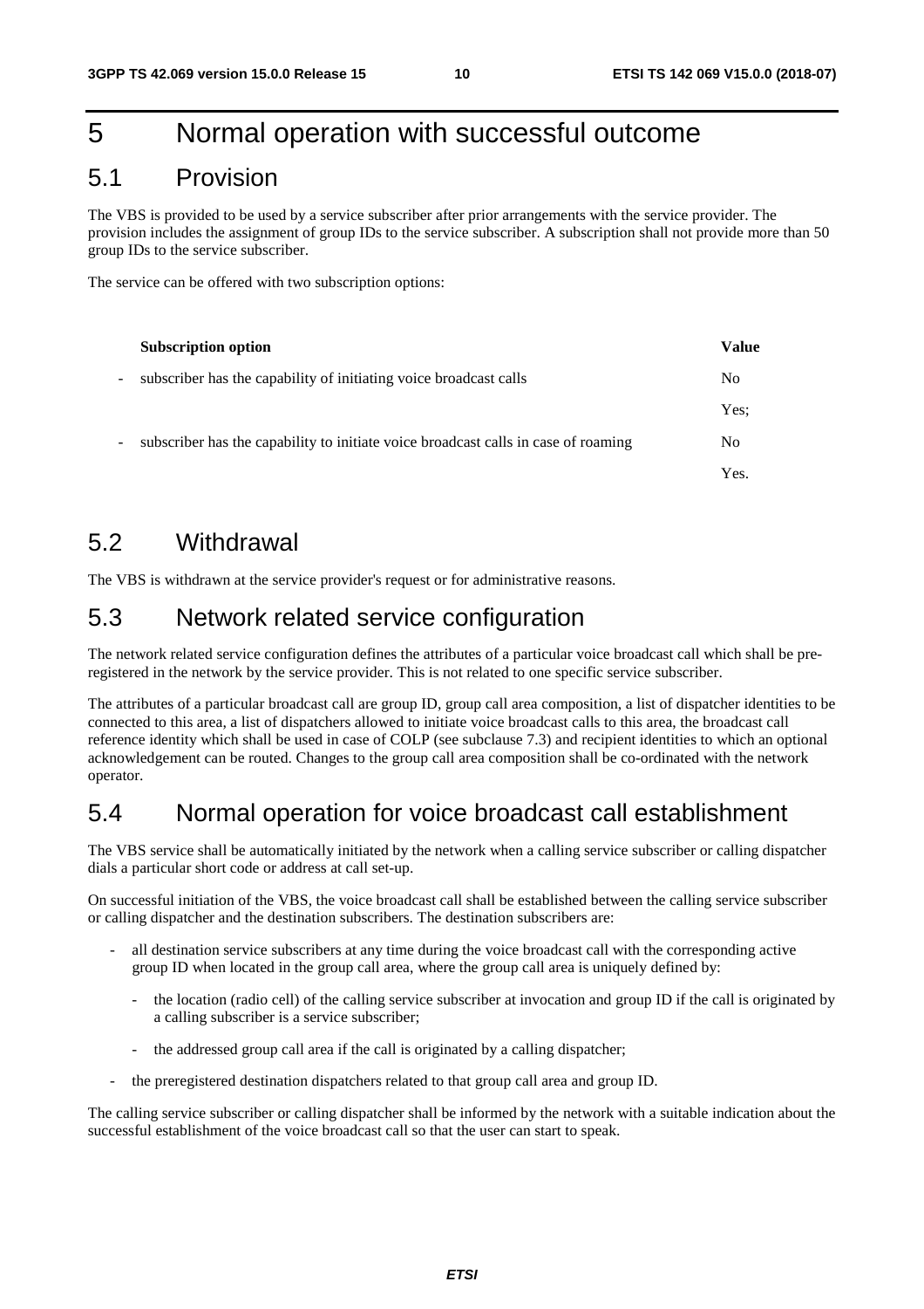# 5 Normal operation with successful outcome

## 5.1 Provision

The VBS is provided to be used by a service subscriber after prior arrangements with the service provider. The provision includes the assignment of group IDs to the service subscriber. A subscription shall not provide more than 50 group IDs to the service subscriber.

The service can be offered with two subscription options:

| Subscription option | Value |
| --- | --- |
| - subscriber has the capability of initiating voice broadcast calls | No |
| | Yes; |
| - subscriber has the capability to initiate voice broadcast calls in case of roaming | No |
| | Yes. |

## 5.2 Withdrawal

The VBS is withdrawn at the service provider's request or for administrative reasons.

## 5.3 Network related service configuration

The network related service configuration defines the attributes of a particular voice broadcast call which shall be pre-registered in the network by the service provider. This is not related to one specific service subscriber.

The attributes of a particular broadcast call are group ID, group call area composition, a list of dispatcher identities to be connected to this area, a list of dispatchers allowed to initiate voice broadcast calls to this area, the broadcast call reference identity which shall be used in case of COLP (see subclause 7.3) and recipient identities to which an optional acknowledgement can be routed. Changes to the group call area composition shall be co-ordinated with the network operator.

## 5.4 Normal operation for voice broadcast call establishment

The VBS service shall be automatically initiated by the network when a calling service subscriber or calling dispatcher dials a particular short code or address at call set-up.

On successful initiation of the VBS, the voice broadcast call shall be established between the calling service subscriber or calling dispatcher and the destination subscribers. The destination subscribers are:

- all destination service subscribers at any time during the voice broadcast call with the corresponding active group ID when located in the group call area, where the group call area is uniquely defined by:
  - the location (radio cell) of the calling service subscriber at invocation and group ID if the call is originated by a calling subscriber is a service subscriber;
  - the addressed group call area if the call is originated by a calling dispatcher;
- the preregistered destination dispatchers related to that group call area and group ID.

The calling service subscriber or calling dispatcher shall be informed by the network with a suitable indication about the successful establishment of the voice broadcast call so that the user can start to speak.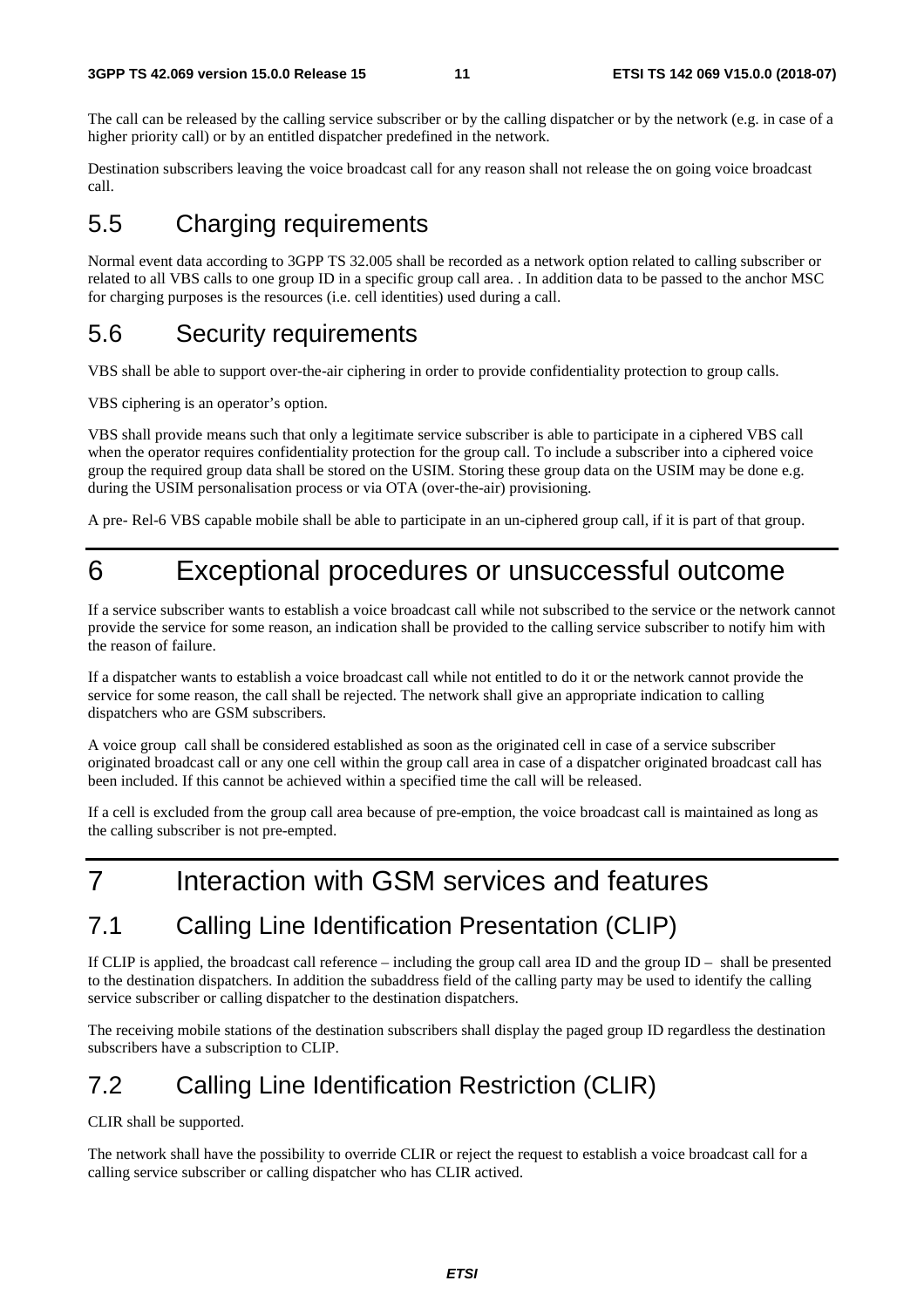The call can be released by the calling service subscriber or by the calling dispatcher or by the network (e.g. in case of a higher priority call) or by an entitled dispatcher predefined in the network.

Destination subscribers leaving the voice broadcast call for any reason shall not release the on going voice broadcast call.

## 5.5 Charging requirements

Normal event data according to 3GPP TS 32.005 shall be recorded as a network option related to calling subscriber or related to all VBS calls to one group ID in a specific group call area. . In addition data to be passed to the anchor MSC for charging purposes is the resources (i.e. cell identities) used during a call.

## 5.6 Security requirements

VBS shall be able to support over-the-air ciphering in order to provide confidentiality protection to group calls.

VBS ciphering is an operator's option.

VBS shall provide means such that only a legitimate service subscriber is able to participate in a ciphered VBS call when the operator requires confidentiality protection for the group call. To include a subscriber into a ciphered voice group the required group data shall be stored on the USIM. Storing these group data on the USIM may be done e.g. during the USIM personalisation process or via OTA (over-the-air) provisioning.

A pre- Rel-6 VBS capable mobile shall be able to participate in an un-ciphered group call, if it is part of that group.

# 6 Exceptional procedures or unsuccessful outcome

If a service subscriber wants to establish a voice broadcast call while not subscribed to the service or the network cannot provide the service for some reason, an indication shall be provided to the calling service subscriber to notify him with the reason of failure.

If a dispatcher wants to establish a voice broadcast call while not entitled to do it or the network cannot provide the service for some reason, the call shall be rejected. The network shall give an appropriate indication to calling dispatchers who are GSM subscribers.

A voice group call shall be considered established as soon as the originated cell in case of a service subscriber originated broadcast call or any one cell within the group call area in case of a dispatcher originated broadcast call has been included. If this cannot be achieved within a specified time the call will be released.

If a cell is excluded from the group call area because of pre-emption, the voice broadcast call is maintained as long as the calling subscriber is not pre-empted.

# 7 Interaction with GSM services and features

## 7.1 Calling Line Identification Presentation (CLIP)

If CLIP is applied, the broadcast call reference – including the group call area ID and the group ID – shall be presented to the destination dispatchers. In addition the subaddress field of the calling party may be used to identify the calling service subscriber or calling dispatcher to the destination dispatchers.

The receiving mobile stations of the destination subscribers shall display the paged group ID regardless the destination subscribers have a subscription to CLIP.

## 7.2 Calling Line Identification Restriction (CLIR)

CLIR shall be supported.

The network shall have the possibility to override CLIR or reject the request to establish a voice broadcast call for a calling service subscriber or calling dispatcher who has CLIR actived.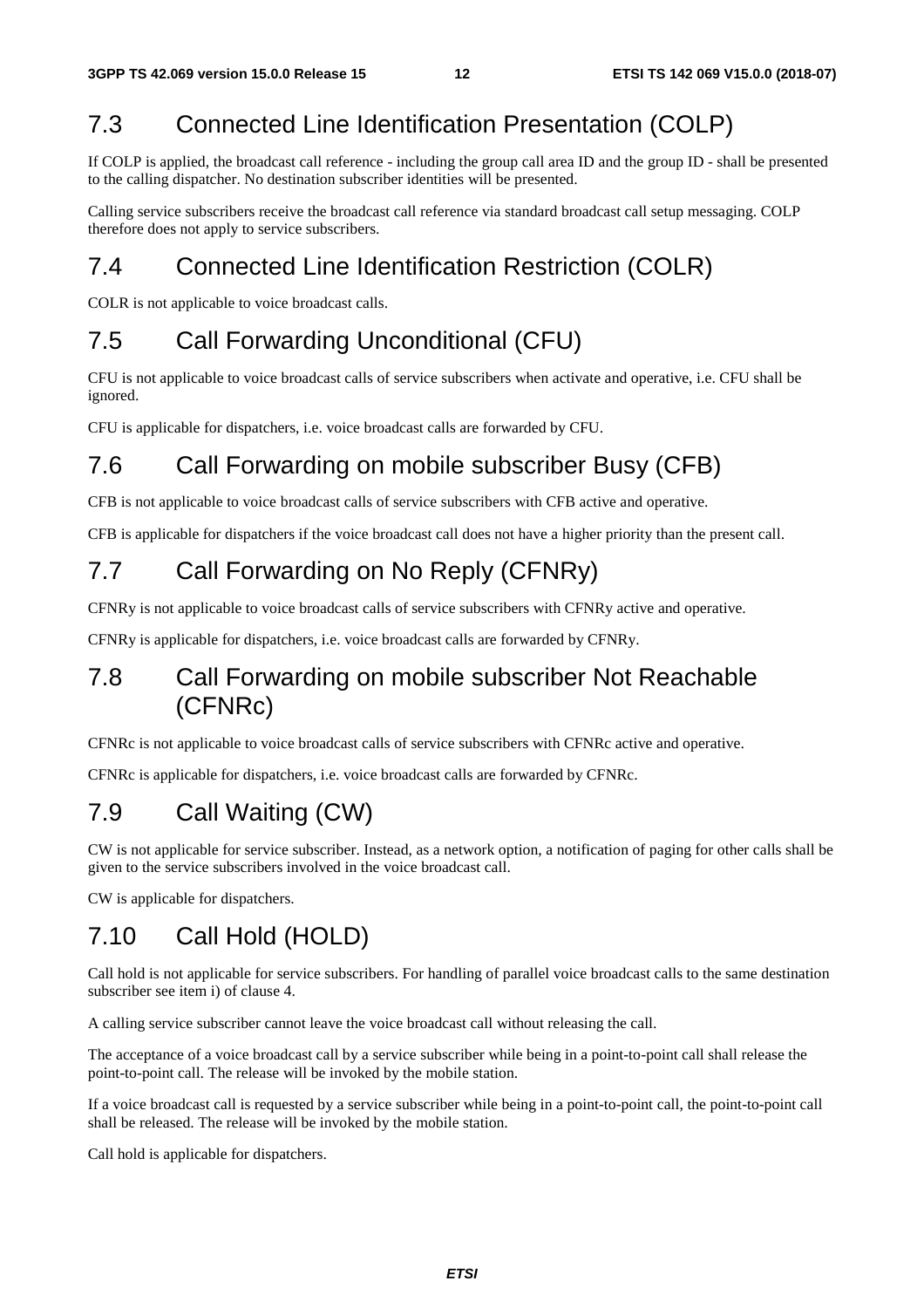## 7.3 Connected Line Identification Presentation (COLP)

If COLP is applied, the broadcast call reference - including the group call area ID and the group ID - shall be presented to the calling dispatcher. No destination subscriber identities will be presented.

Calling service subscribers receive the broadcast call reference via standard broadcast call setup messaging. COLP therefore does not apply to service subscribers.

## 7.4 Connected Line Identification Restriction (COLR)

COLR is not applicable to voice broadcast calls.

## 7.5 Call Forwarding Unconditional (CFU)

CFU is not applicable to voice broadcast calls of service subscribers when activate and operative, i.e. CFU shall be ignored.

CFU is applicable for dispatchers, i.e. voice broadcast calls are forwarded by CFU.

## 7.6 Call Forwarding on mobile subscriber Busy (CFB)

CFB is not applicable to voice broadcast calls of service subscribers with CFB active and operative.

CFB is applicable for dispatchers if the voice broadcast call does not have a higher priority than the present call.

## 7.7 Call Forwarding on No Reply (CFNRy)

CFNRy is not applicable to voice broadcast calls of service subscribers with CFNRy active and operative.

CFNRy is applicable for dispatchers, i.e. voice broadcast calls are forwarded by CFNRy.

## 7.8 Call Forwarding on mobile subscriber Not Reachable (CFNRc)

CFNRc is not applicable to voice broadcast calls of service subscribers with CFNRc active and operative.

CFNRc is applicable for dispatchers, i.e. voice broadcast calls are forwarded by CFNRc.

## 7.9 Call Waiting (CW)

CW is not applicable for service subscriber. Instead, as a network option, a notification of paging for other calls shall be given to the service subscribers involved in the voice broadcast call.

CW is applicable for dispatchers.

## 7.10 Call Hold (HOLD)

Call hold is not applicable for service subscribers. For handling of parallel voice broadcast calls to the same destination subscriber see item i) of clause 4.

A calling service subscriber cannot leave the voice broadcast call without releasing the call.

The acceptance of a voice broadcast call by a service subscriber while being in a point-to-point call shall release the point-to-point call. The release will be invoked by the mobile station.

If a voice broadcast call is requested by a service subscriber while being in a point-to-point call, the point-to-point call shall be released. The release will be invoked by the mobile station.

Call hold is applicable for dispatchers.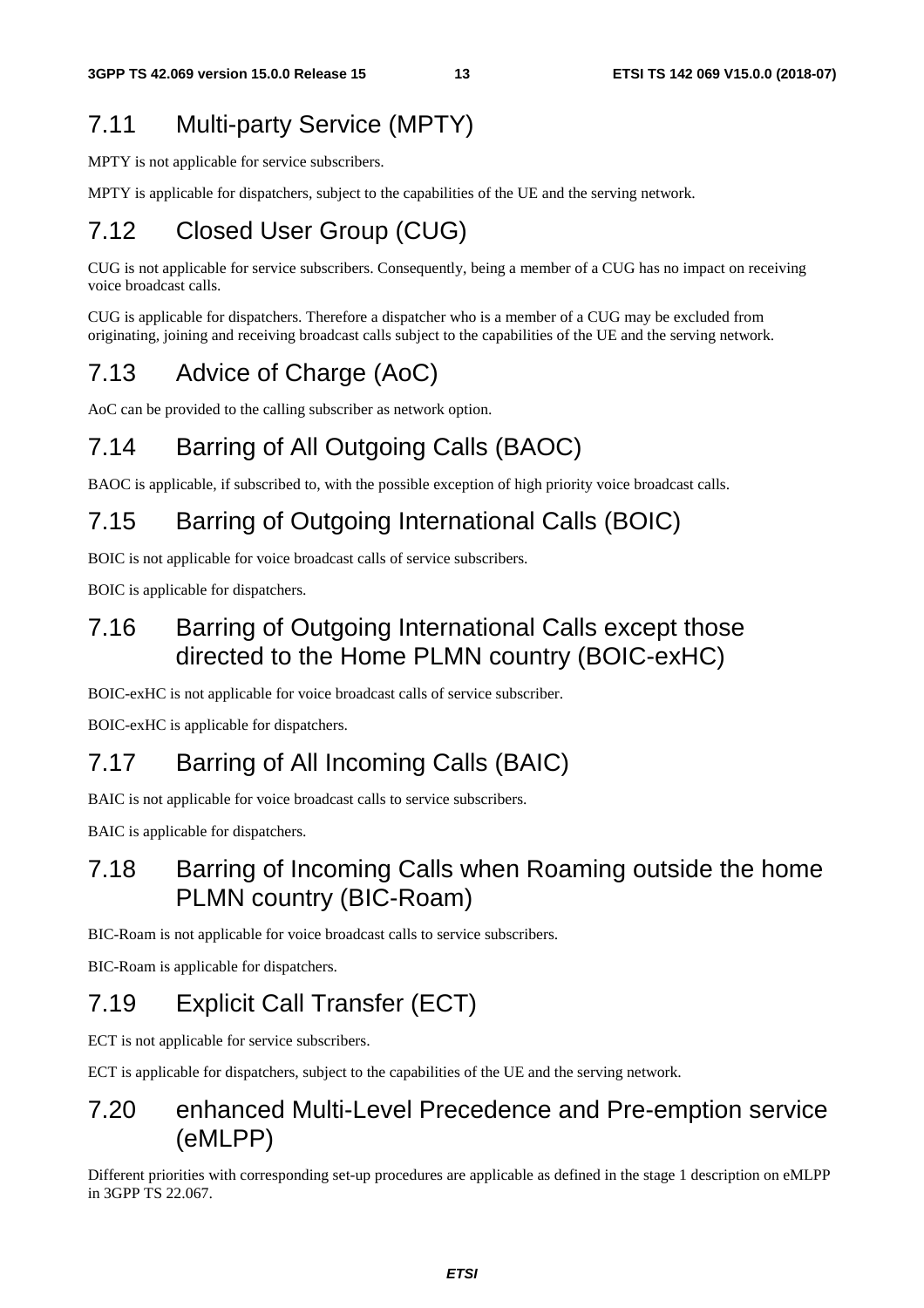## 7.11 Multi-party Service (MPTY)

MPTY is not applicable for service subscribers.

MPTY is applicable for dispatchers, subject to the capabilities of the UE and the serving network.

## 7.12 Closed User Group (CUG)

CUG is not applicable for service subscribers. Consequently, being a member of a CUG has no impact on receiving voice broadcast calls.

CUG is applicable for dispatchers. Therefore a dispatcher who is a member of a CUG may be excluded from originating, joining and receiving broadcast calls subject to the capabilities of the UE and the serving network.

## 7.13 Advice of Charge (AoC)

AoC can be provided to the calling subscriber as network option.

## 7.14 Barring of All Outgoing Calls (BAOC)

BAOC is applicable, if subscribed to, with the possible exception of high priority voice broadcast calls.

## 7.15 Barring of Outgoing International Calls (BOIC)

BOIC is not applicable for voice broadcast calls of service subscribers.

BOIC is applicable for dispatchers.

## 7.16 Barring of Outgoing International Calls except those directed to the Home PLMN country (BOIC-exHC)

BOIC-exHC is not applicable for voice broadcast calls of service subscriber.

BOIC-exHC is applicable for dispatchers.

## 7.17 Barring of All Incoming Calls (BAIC)

BAIC is not applicable for voice broadcast calls to service subscribers.

BAIC is applicable for dispatchers.

## 7.18 Barring of Incoming Calls when Roaming outside the home PLMN country (BIC-Roam)

BIC-Roam is not applicable for voice broadcast calls to service subscribers.

BIC-Roam is applicable for dispatchers.

## 7.19 Explicit Call Transfer (ECT)

ECT is not applicable for service subscribers.

ECT is applicable for dispatchers, subject to the capabilities of the UE and the serving network.

## 7.20 enhanced Multi-Level Precedence and Pre-emption service (eMLPP)

Different priorities with corresponding set-up procedures are applicable as defined in the stage 1 description on eMLPP in 3GPP TS 22.067.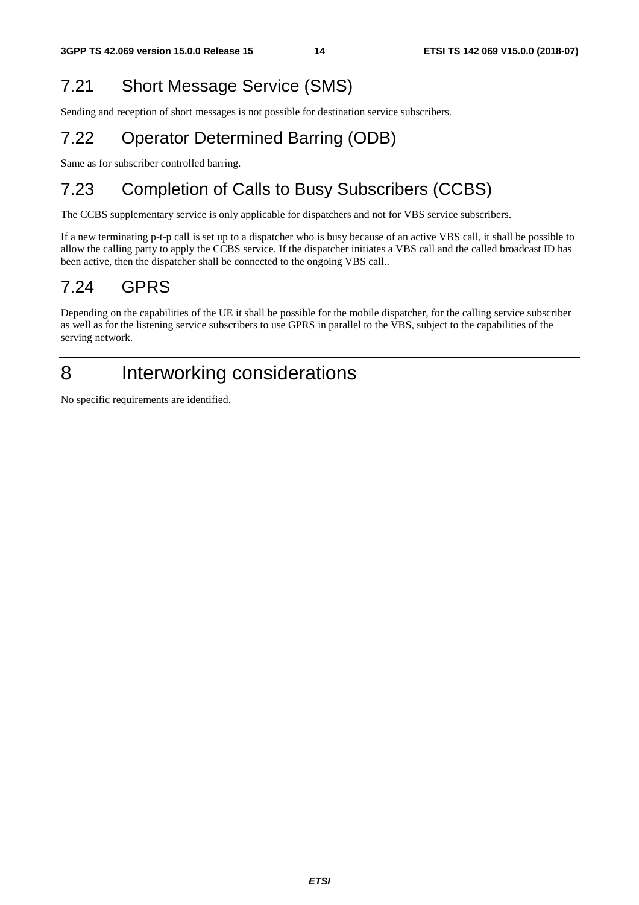## 7.21 Short Message Service (SMS)

Sending and reception of short messages is not possible for destination service subscribers.

## 7.22 Operator Determined Barring (ODB)

Same as for subscriber controlled barring.

## 7.23 Completion of Calls to Busy Subscribers (CCBS)

The CCBS supplementary service is only applicable for dispatchers and not for VBS service subscribers.

If a new terminating p-t-p call is set up to a dispatcher who is busy because of an active VBS call, it shall be possible to allow the calling party to apply the CCBS service. If the dispatcher initiates a VBS call and the called broadcast ID has been active, then the dispatcher shall be connected to the ongoing VBS call..

## 7.24 GPRS

Depending on the capabilities of the UE it shall be possible for the mobile dispatcher, for the calling service subscriber as well as for the listening service subscribers to use GPRS in parallel to the VBS, subject to the capabilities of the serving network.

# 8 Interworking considerations

No specific requirements are identified.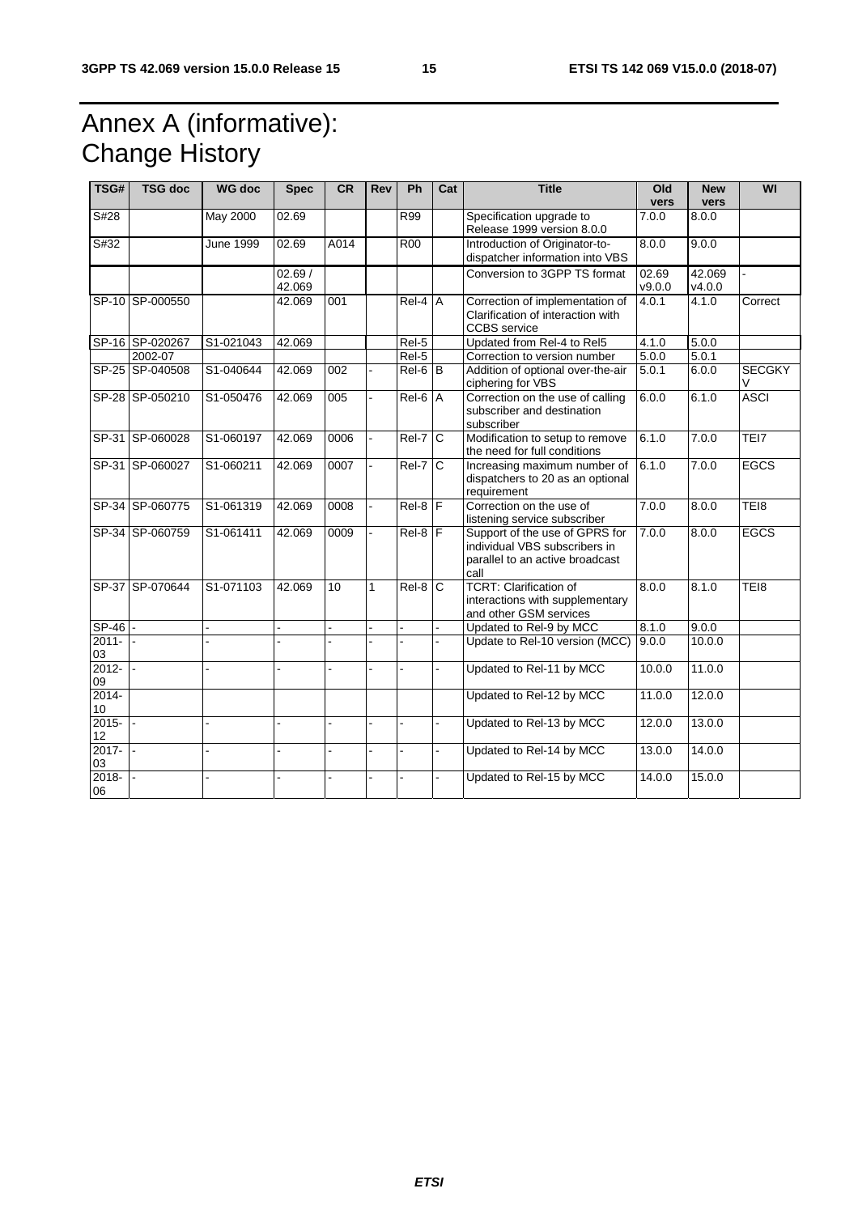# Annex A (informative): Change History

| TSG# | TSG doc | WG doc | Spec | CR | Rev | Ph | Cat | Title | Old vers | New vers | WI |
|---|---|---|---|---|---|---|---|---|---|---|---|
| S#28 | | May 2000 | 02.69 | | | R99 | | Specification upgrade to Release 1999 version 8.0.0 | 7.0.0 | 8.0.0 | |
| S#32 | | June 1999 | 02.69 | A014 | | R00 | | Introduction of Originator-to-dispatcher information into VBS | 8.0.0 | 9.0.0 | |
| | | | 02.69 / 42.069 | | | | | Conversion to 3GPP TS format | 02.69 v9.0.0 | 42.069 v4.0.0 | - |
| SP-10 | SP-000550 | | 42.069 | 001 | | Rel-4 | A | Correction of implementation of Clarification of interaction with CCBS service | 4.0.1 | 4.1.0 | Correct |
| SP-16 | SP-020267 | S1-021043 | 42.069 | | | Rel-5 | | Updated from Rel-4 to Rel5 | 4.1.0 | 5.0.0 | |
| | 2002-07 | | | | | Rel-5 | | Correction to version number | 5.0.0 | 5.0.1 | |
| SP-25 | SP-040508 | S1-040644 | 42.069 | 002 | - | Rel-6 | B | Addition of optional over-the-air ciphering for VBS | 5.0.1 | 6.0.0 | SECGKYV |
| SP-28 | SP-050210 | S1-050476 | 42.069 | 005 | - | Rel-6 | A | Correction on the use of calling subscriber and destination subscriber | 6.0.0 | 6.1.0 | ASCI |
| SP-31 | SP-060028 | S1-060197 | 42.069 | 0006 | - | Rel-7 | C | Modification to setup to remove the need for full conditions | 6.1.0 | 7.0.0 | TEI7 |
| SP-31 | SP-060027 | S1-060211 | 42.069 | 0007 | - | Rel-7 | C | Increasing maximum number of dispatchers to 20 as an optional requirement | 6.1.0 | 7.0.0 | EGCS |
| SP-34 | SP-060775 | S1-061319 | 42.069 | 0008 | - | Rel-8 | F | Correction on the use of listening service subscriber | 7.0.0 | 8.0.0 | TEI8 |
| SP-34 | SP-060759 | S1-061411 | 42.069 | 0009 | - | Rel-8 | F | Support of the use of GPRS for individual VBS subscribers in parallel to an active broadcast call | 7.0.0 | 8.0.0 | EGCS |
| SP-37 | SP-070644 | S1-071103 | 42.069 | 10 | 1 | Rel-8 | C | TCRT: Clarification of interactions with supplementary and other GSM services | 8.0.0 | 8.1.0 | TEI8 |
| SP-46 | - | - | - | - | - | - | - | Updated to Rel-9 by MCC | 8.1.0 | 9.0.0 | |
| 2011-03 | - | - | - | - | - | - | - | Update to Rel-10 version (MCC) | 9.0.0 | 10.0.0 | |
| 2012-09 | - | - | - | - | - | - | - | Updated to Rel-11 by MCC | 10.0.0 | 11.0.0 | |
| 2014-10 | | | | | | | | Updated to Rel-12 by MCC | 11.0.0 | 12.0.0 | |
| 2015-12 | - | - | - | - | - | - | - | Updated to Rel-13 by MCC | 12.0.0 | 13.0.0 | |
| 2017-03 | - | - | - | - | - | - | - | Updated to Rel-14 by MCC | 13.0.0 | 14.0.0 | |
| 2018-06 | - | - | - | - | - | - | - | Updated to Rel-15 by MCC | 14.0.0 | 15.0.0 | |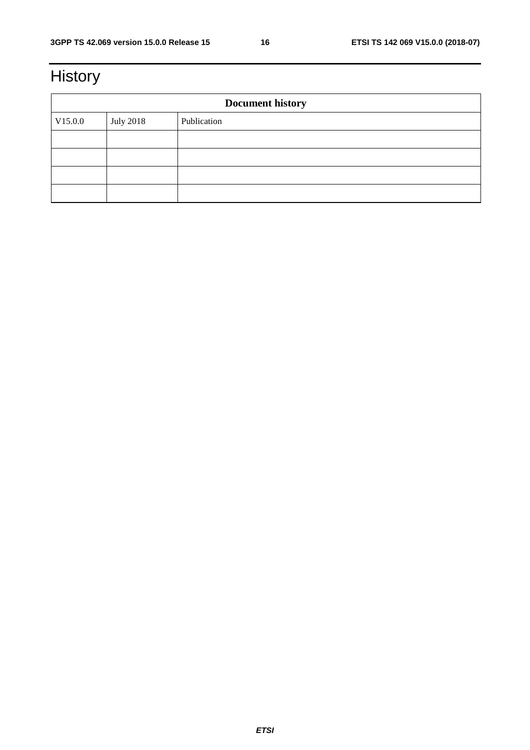# History

| Document history | | |
|---|---|---|
| V15.0.0 | July 2018 | Publication |
| | | |
| | | |
| | | |
| | | |